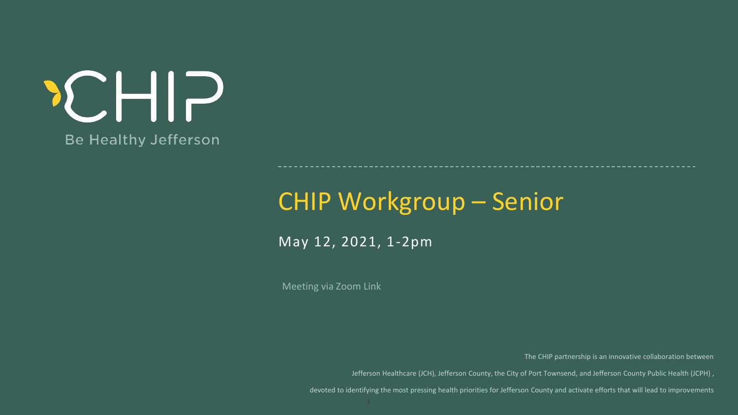CHIP

Be Healthy Jefferson

# CHIP Workgroup – Senior

May 12, 2021, 1-2pm

Meeting via Zoom Link

The CHIP partnership is an innovative collaboration between Jefferson Healthcare (JCH), Jefferson County, the City of Port Townsend, and Jefferson County Public Health (JCPH), devoted to identifying the most pressing health priorities for Jefferson County and activate efforts that will lead to improvements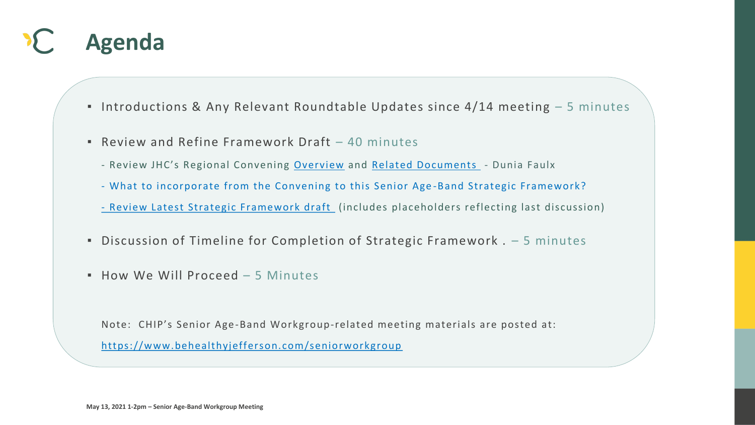# Agenda

- Introductions & Any Relevant Roundtable Updates since 4/14 meeting – 5 minutes
- Review and Refine Framework Draft – 40 minutes
  - Review JHC's Regional Convening Overview and Related Documents - Dunia Faulx
  - What to incorporate from the Convening to this Senior Age-Band Strategic Framework?
  - Review Latest Strategic Framework draft (includes placeholders reflecting last discussion)
- Discussion of Timeline for Completion of Strategic Framework . – 5 minutes
- How We Will Proceed – 5 Minutes

Note: CHIP's Senior Age-Band Workgroup-related meeting materials are posted at: https://www.behealthyjefferson.com/seniorworkgroup

May 13, 2021 1-2pm – Senior Age-Band Workgroup Meeting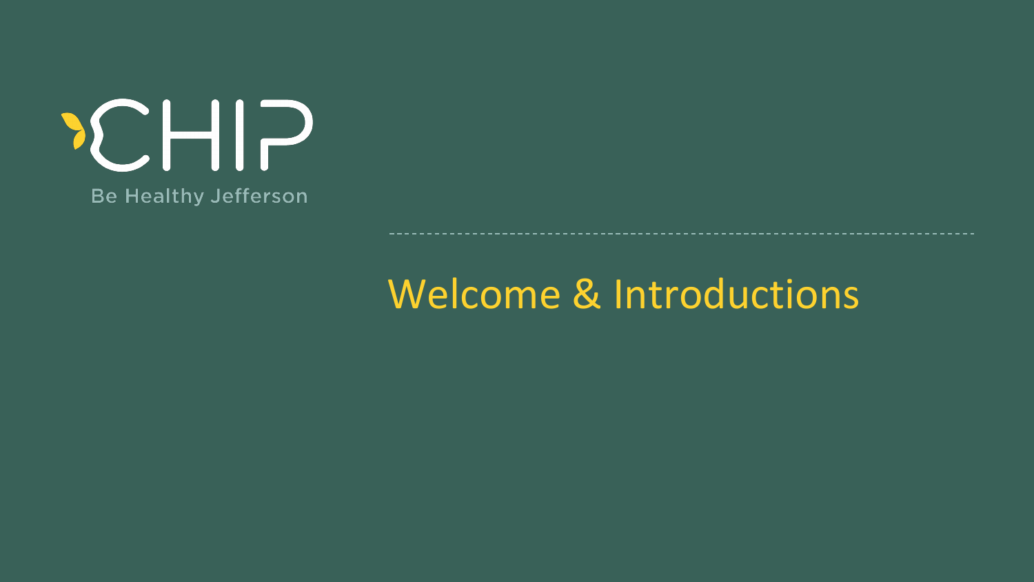CHIP

Be Healthy Jefferson

# Welcome & Introductions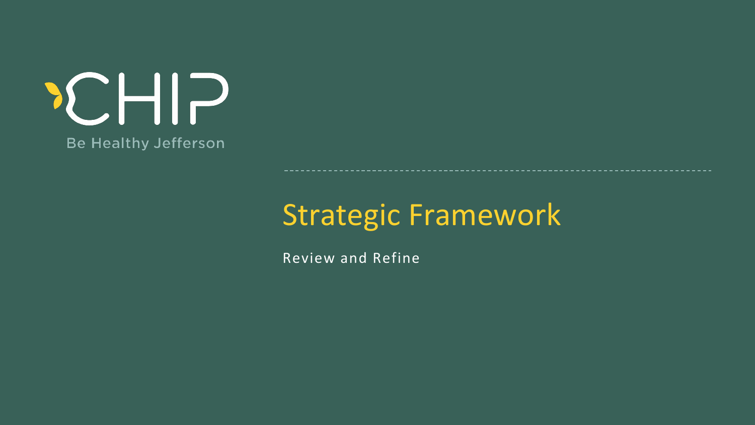CHIP

Be Healthy Jefferson

# Strategic Framework

Review and Refine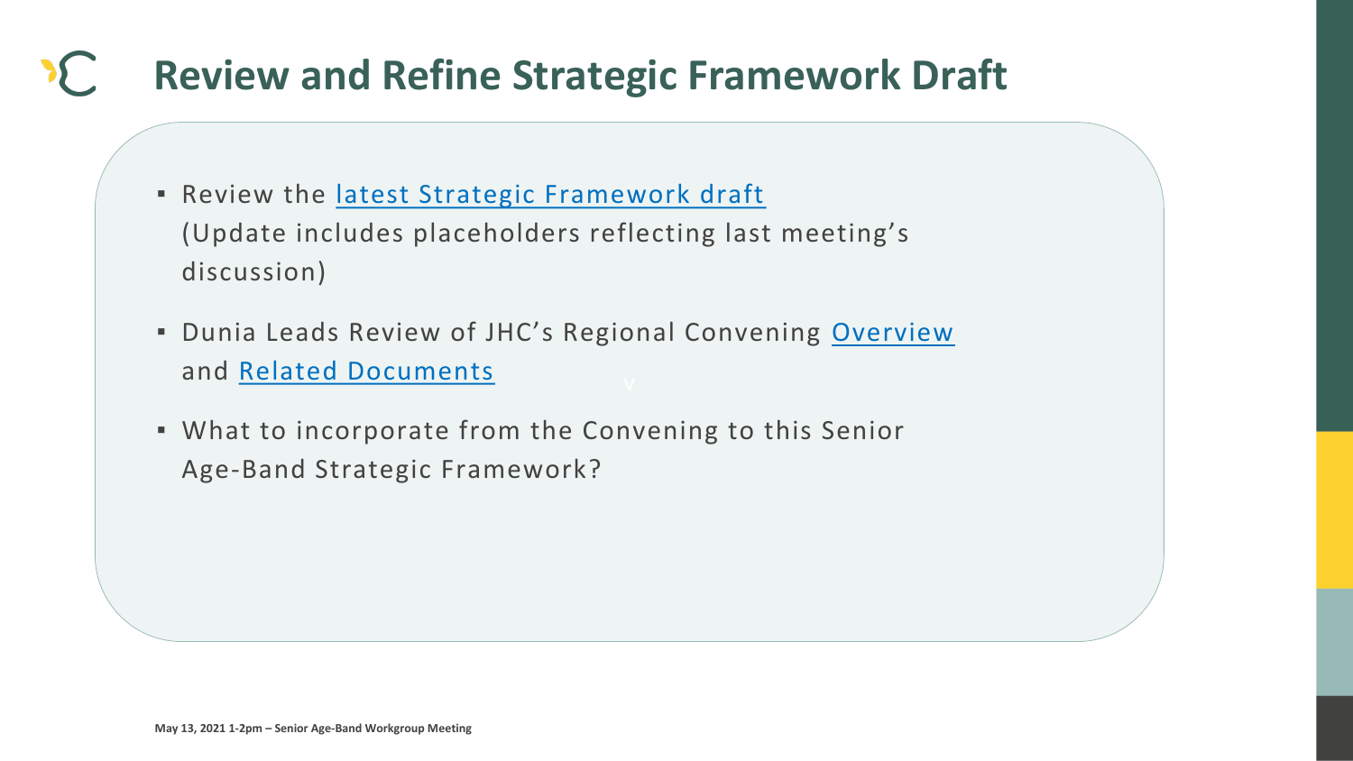# Review and Refine Strategic Framework Draft

- Review the latest Strategic Framework draft (Update includes placeholders reflecting last meeting's discussion)
- Dunia Leads Review of JHC's Regional Convening Overview and Related Documents
- What to incorporate from the Convening to this Senior Age-Band Strategic Framework?

May 13, 2021 1-2pm – Senior Age-Band Workgroup Meeting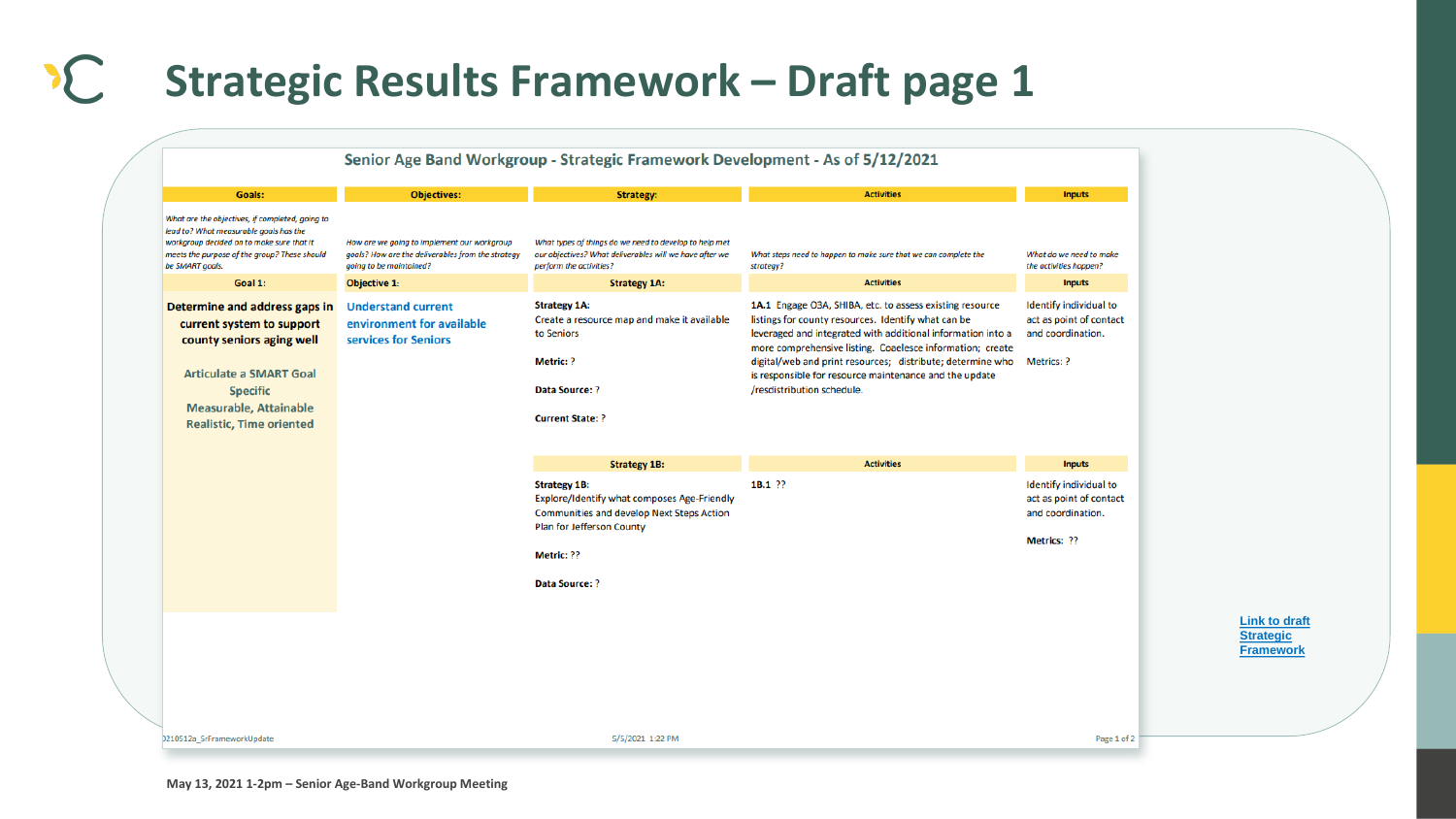# Strategic Results Framework – Draft page 1

## Senior Age Band Workgroup - Strategic Framework Development - As of 5/12/2021

| Goals: | Objectives: | Strategy: | Activities | Inputs |
|---|---|---|---|---|
| *What are the objectives, if completed, going to lead to? What measurable goals has the workgroup decided on to make sure that it meets the purpose of the group? These should be SMART goals.* | *How are we going to implement our workgroup goals? How are the deliverables from the strategy going to be maintained?* | *What types of things do we need to develop to help met our objectives? What deliverables will we have after we perform the activities?* | *What steps need to happen to make sure that we can complete the strategy?* | *What do we need to make the activities happen?* |
| **Goal 1:** | **Objective 1:** | **Strategy 1A:** | **Activities** | **Inputs** |
| **Determine and address gaps in current system to support county seniors aging well**<br><br>Articulate a SMART Goal Specific Measurable, Attainable Realistic, Time oriented | Understand current environment for available services for Seniors | **Strategy 1A:** Create a resource map and make it available to Seniors<br><br>**Metric:** ?<br><br>**Data Source:** ?<br><br>**Current State:** ? | **1A.1** Engage O3A, SHIBA, etc. to assess existing resource listings for county resources. Identify what can be leveraged and integrated with additional information into a more comprehensive listing. Coaelesce information; create digital/web and print resources; distribute; determine who is responsible for resource maintenance and the update /resdistribution schedule. | Identify individual to act as point of contact and coordination.<br><br>Metrics: ? |
| | | **Strategy 1B:** | **Activities** | **Inputs** |
| | | **Strategy 1B:** Explore/Identify what composes Age-Friendly Communities and develop Next Steps Action Plan for Jefferson County<br><br>**Metric:** ??<br><br>**Data Source:** ? | **1B.1** ?? | Identify individual to act as point of contact and coordination.<br><br>**Metrics:** ?? |

0210512a_SrFrameworkUpdate | 5/5/2021 1:22 PM

[Link to draft Strategic Framework]

May 13, 2021 1-2pm – Senior Age-Band Workgroup Meeting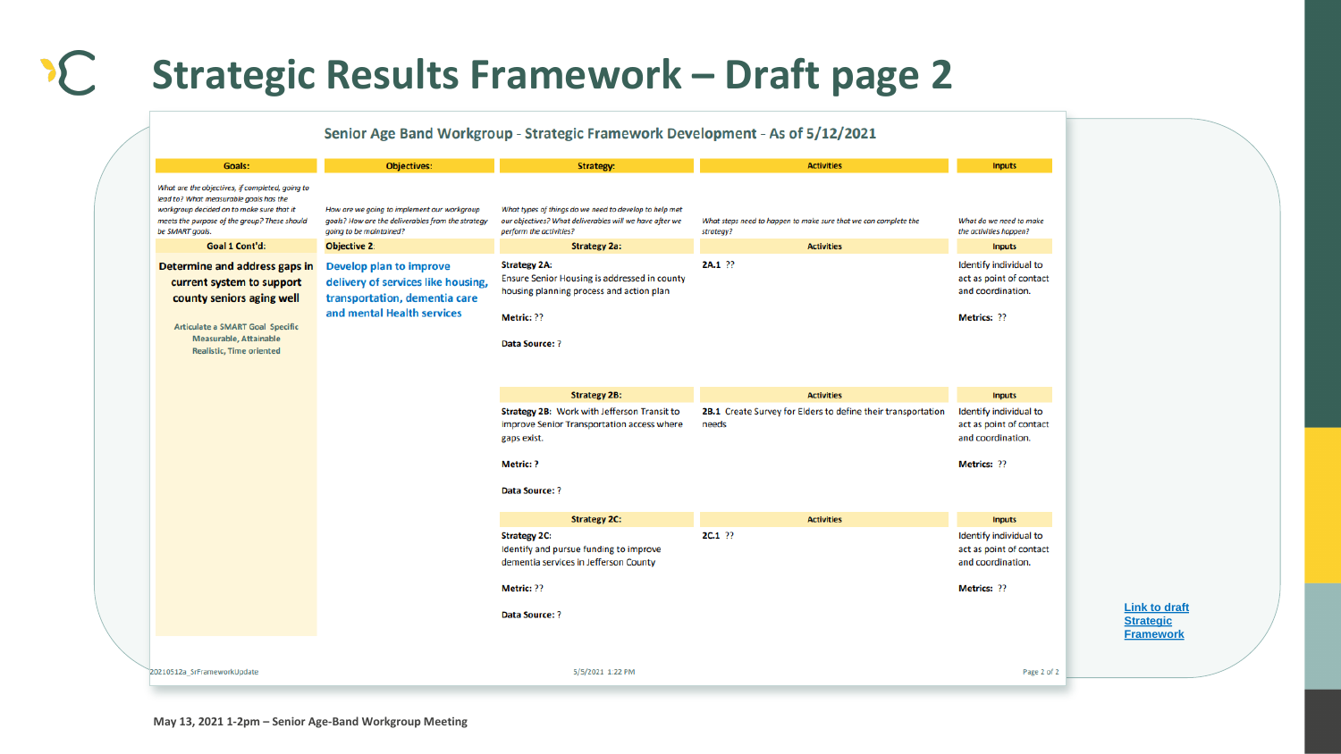# Strategic Results Framework – Draft page 2

## Senior Age Band Workgroup - Strategic Framework Development - As of 5/12/2021

| Goals: | Objectives: | Strategy: | Activities | Inputs |
|---|---|---|---|---|
| *What are the objectives, if completed, going to lead to? What measurable goals has the workgroup decided on to make sure that it meets the purpose of the group? These should be SMART goals.* | *How are we going to implement our workgroup goals? How are the deliverables from the strategy going to be maintained?* | *What types of things do we need to develop to help met our objectives? What deliverables will we have after we perform the activities?* | *What steps need to happen to make sure that we can complete the strategy?* | *What do we need to make the activities happen?* |
| **Goal 1 Cont'd:** | **Objective 2:** | **Strategy 2a:** | **Activities** | **Inputs** |
| **Determine and address gaps in current system to support county seniors aging well**<br><br>Articulate a SMART Goal Specific Measurable, Attainable Realistic, Time oriented | **Develop plan to improve delivery of services like housing, transportation, dementia care and mental Health services** | **Strategy 2A:** Ensure Senior Housing is addressed in county housing planning process and action plan<br><br>**Metric:** ??<br><br>**Data Source:** ? | **2A.1** ?? | Identify individual to act as point of contact and coordination.<br><br>**Metrics:** ?? |
| | | **Strategy 2B:** | **Activities** | **Inputs** |
| | | **Strategy 2B:** Work with Jefferson Transit to improve Senior Transportation access where gaps exist.<br><br>**Metric:** ?<br><br>**Data Source:** ? | **2B.1** Create Survey for Elders to define their transportation needs | Identify individual to act as point of contact and coordination.<br><br>**Metrics:** ?? |
| | | **Strategy 2C:** | **Activities** | **Inputs** |
| | | **Strategy 2C:** Identify and pursue funding to improve dementia services in Jefferson County<br><br>**Metric:** ??<br><br>**Data Source:** ? | **2C.1** ?? | Identify individual to act as point of contact and coordination.<br><br>**Metrics:** ?? |

20210512a_SrFrameworkUpdate — 5/5/2021 1:22 PM — Page 2 of 2

[Link to draft Strategic Framework]

**May 13, 2021 1-2pm – Senior Age-Band Workgroup Meeting**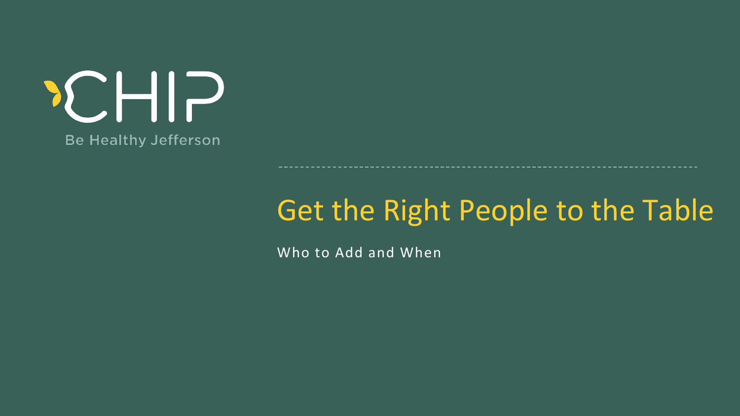CHIP

Be Healthy Jefferson

# Get the Right People to the Table

Who to Add and When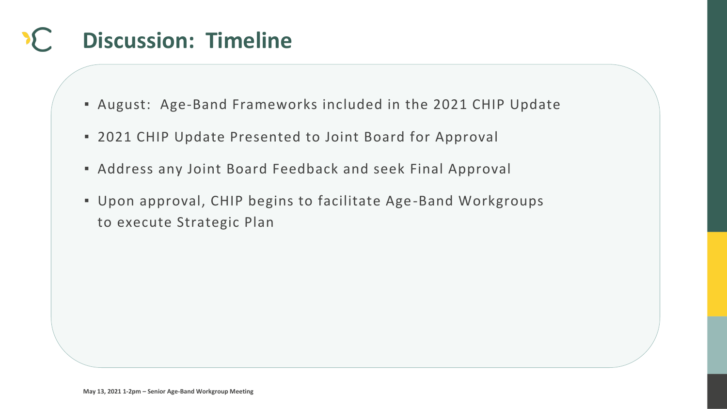# Discussion: Timeline

- August: Age-Band Frameworks included in the 2021 CHIP Update
- 2021 CHIP Update Presented to Joint Board for Approval
- Address any Joint Board Feedback and seek Final Approval
- Upon approval, CHIP begins to facilitate Age-Band Workgroups to execute Strategic Plan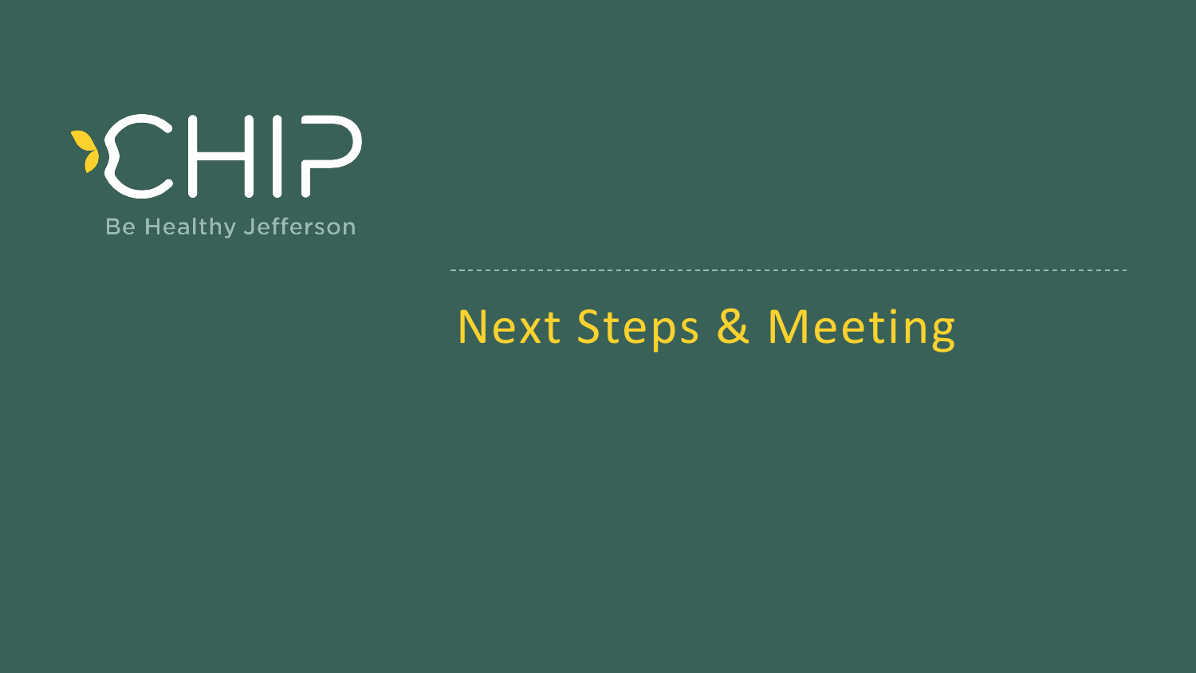CHIP

Be Healthy Jefferson

# Next Steps & Meeting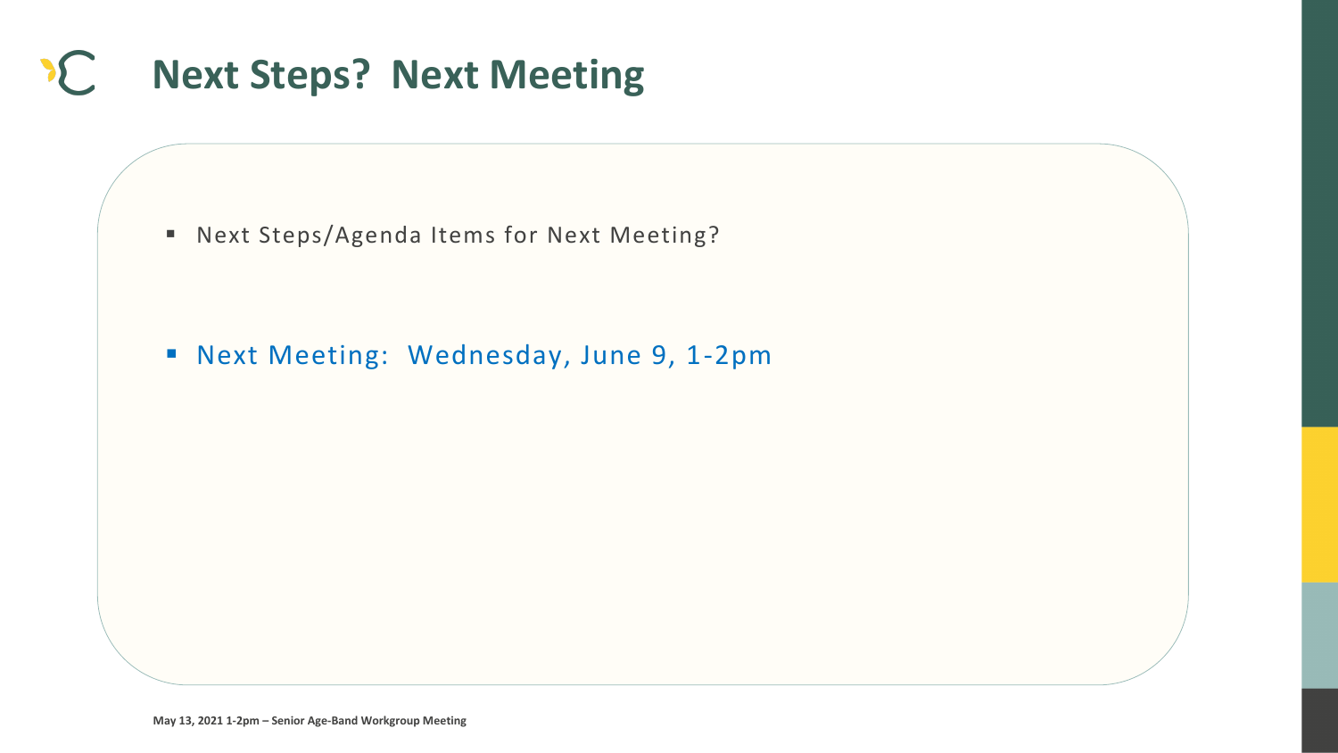# Next Steps? Next Meeting

- Next Steps/Agenda Items for Next Meeting?

- Next Meeting: Wednesday, June 9, 1-2pm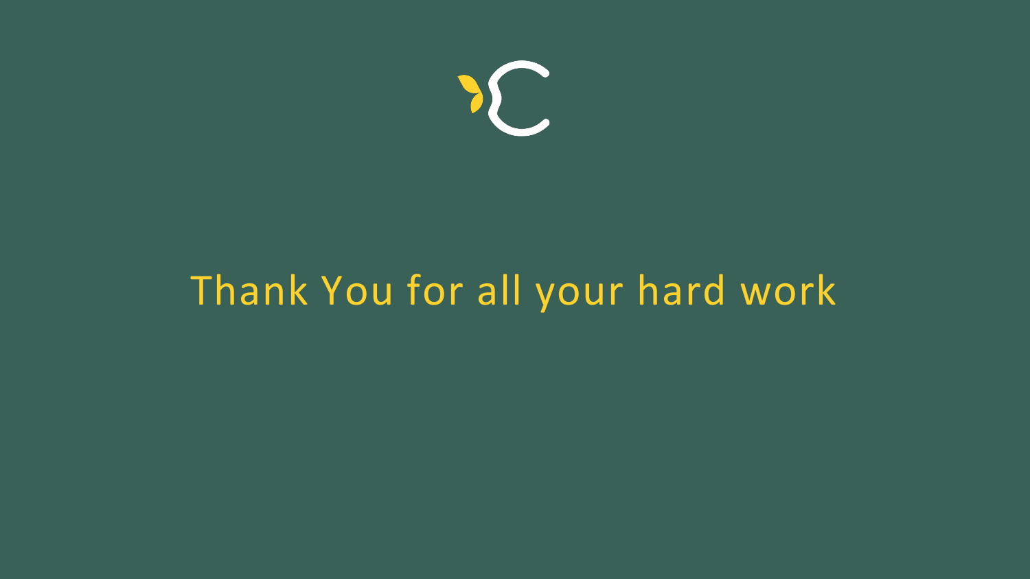Thank You for all your hard work